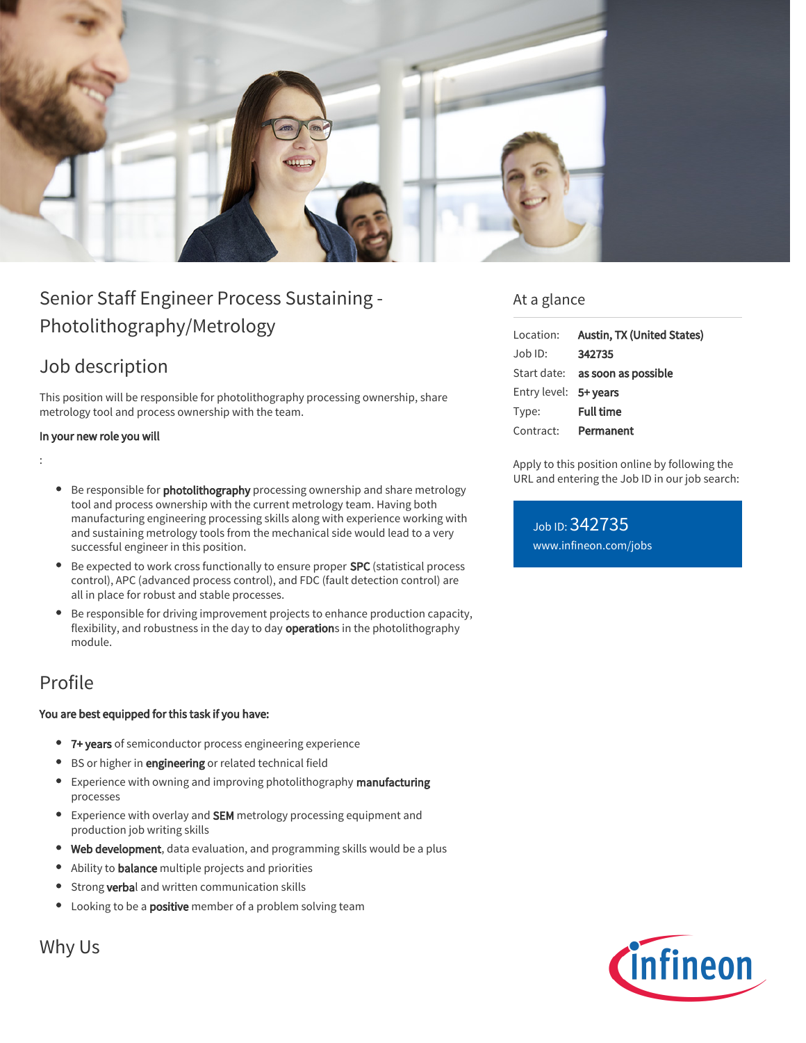# Senior Staff Engineer Process Sustaining - Photolithography/Metrology

## Job description

This position will be responsible for photolithography processing ownership, share metrology tool and process ownership with the team.

**In your new role you will**

:

- Be responsible for **photolithography** processing ownership and share metrology tool and process ownership with the current metrology team. Having both manufacturing engineering processing skills along with experience working with and sustaining metrology tools from the mechanical side would lead to a very successful engineer in this position.
- Be expected to work cross functionally to ensure proper **SPC** (statistical process control), APC (advanced process control), and FDC (fault detection control) are all in place for robust and stable processes.
- Be responsible for driving improvement projects to enhance production capacity, flexibility, and robustness in the day to day **operation**s in the photolithography module.

## Profile

**You are best equipped for this task if you have:**

- **7+ years** of semiconductor process engineering experience
- BS or higher in **engineering** or related technical field
- Experience with owning and improving photolithography **manufacturing** processes
- Experience with overlay and **SEM** metrology processing equipment and production job writing skills
- **Web development**, data evaluation, and programming skills would be a plus
- Ability to **balance** multiple projects and priorities
- Strong **verba**l and written communication skills
- Looking to be a **positive** member of a problem solving team

## Why Us

## At a glance

| | |
|---|---|
| Location: | **Austin, TX (United States)** |
| Job ID: | **342735** |
| Start date: | **as soon as possible** |
| Entry level: | **5+ years** |
| Type: | **Full time** |
| Contract: | **Permanent** |

Apply to this position online by following the URL and entering the Job ID in our job search:

Job ID: 342735
www.infineon.com/jobs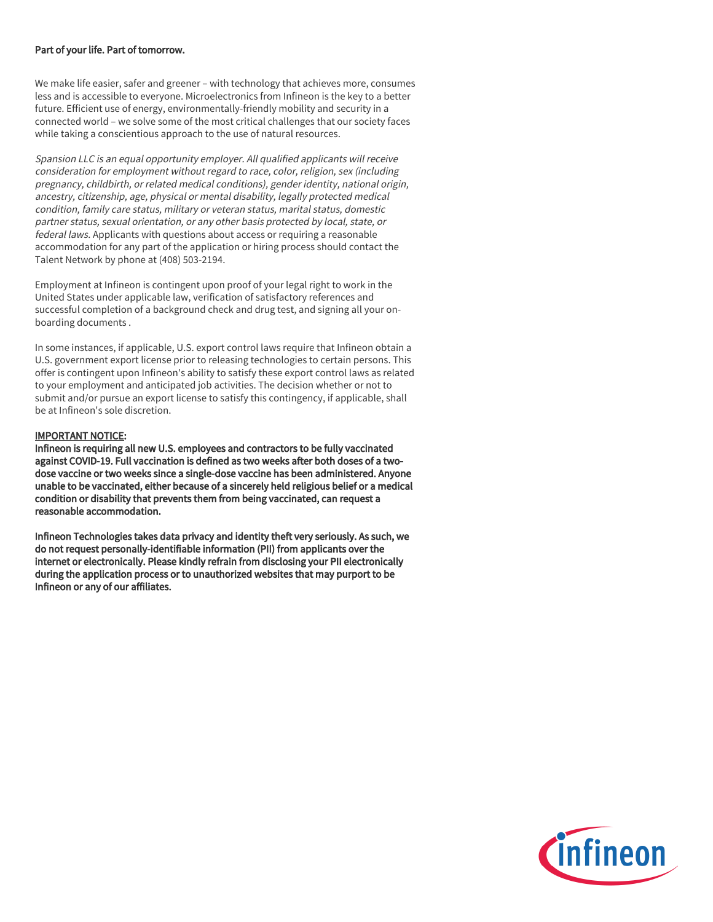**Part of your life. Part of tomorrow.**

We make life easier, safer and greener – with technology that achieves more, consumes less and is accessible to everyone. Microelectronics from Infineon is the key to a better future. Efficient use of energy, environmentally-friendly mobility and security in a connected world – we solve some of the most critical challenges that our society faces while taking a conscientious approach to the use of natural resources.

*Spansion LLC is an equal opportunity employer. All qualified applicants will receive consideration for employment without regard to race, color, religion, sex (including pregnancy, childbirth, or related medical conditions), gender identity, national origin, ancestry, citizenship, age, physical or mental disability, legally protected medical condition, family care status, military or veteran status, marital status, domestic partner status, sexual orientation, or any other basis protected by local, state, or federal laws.* Applicants with questions about access or requiring a reasonable accommodation for any part of the application or hiring process should contact the Talent Network by phone at (408) 503-2194.

Employment at Infineon is contingent upon proof of your legal right to work in the United States under applicable law, verification of satisfactory references and successful completion of a background check and drug test, and signing all your on-boarding documents .

In some instances, if applicable, U.S. export control laws require that Infineon obtain a U.S. government export license prior to releasing technologies to certain persons. This offer is contingent upon Infineon's ability to satisfy these export control laws as related to your employment and anticipated job activities. The decision whether or not to submit and/or pursue an export license to satisfy this contingency, if applicable, shall be at Infineon's sole discretion.

**IMPORTANT NOTICE:**
**Infineon is requiring all new U.S. employees and contractors to be fully vaccinated against COVID-19. Full vaccination is defined as two weeks after both doses of a two-dose vaccine or two weeks since a single-dose vaccine has been administered. Anyone unable to be vaccinated, either because of a sincerely held religious belief or a medical condition or disability that prevents them from being vaccinated, can request a reasonable accommodation.**

**Infineon Technologies takes data privacy and identity theft very seriously. As such, we do not request personally-identifiable information (PII) from applicants over the internet or electronically. Please kindly refrain from disclosing your PII electronically during the application process or to unauthorized websites that may purport to be Infineon or any of our affiliates.**

infineon